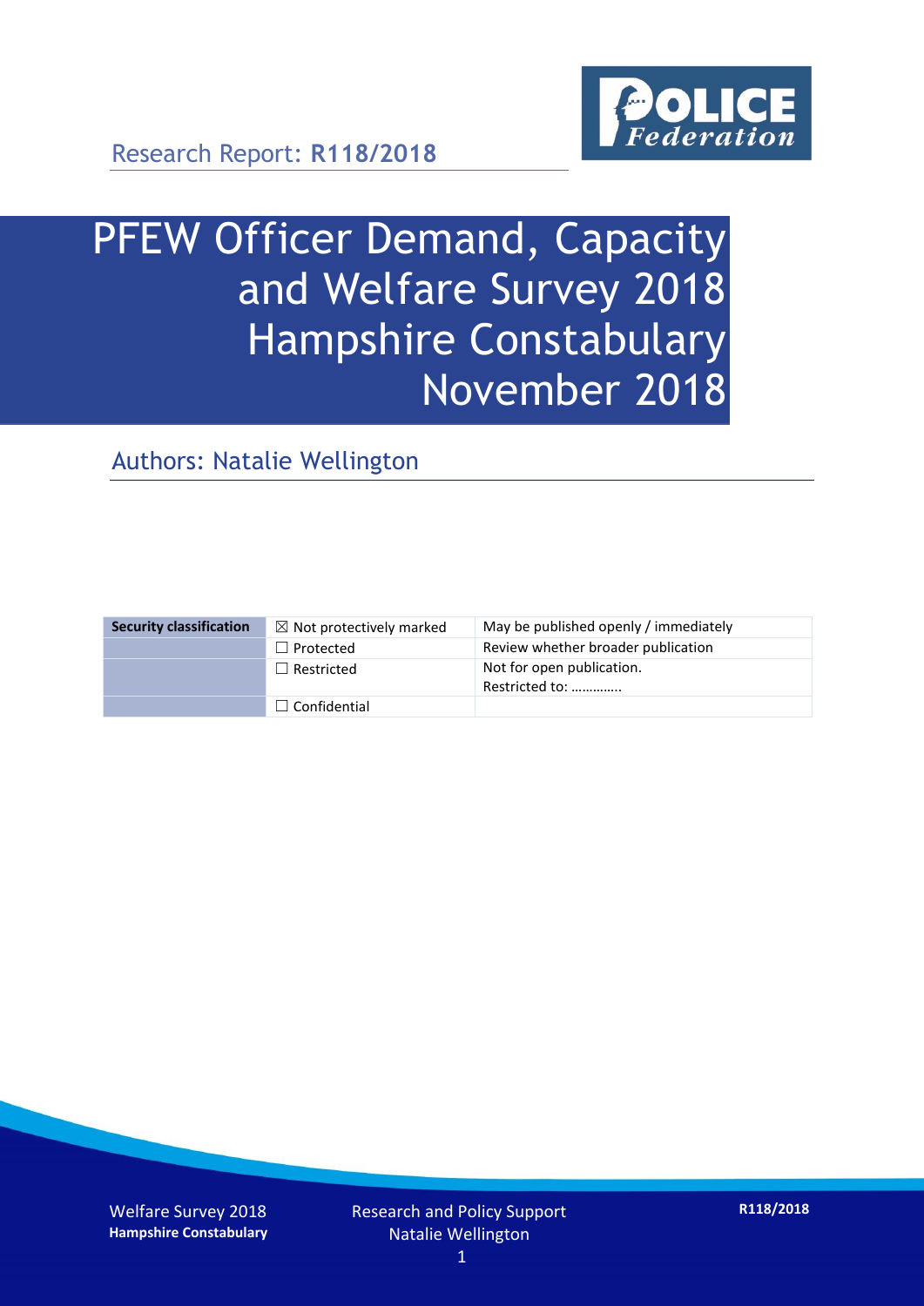Research Report: **R118/2018**

# PFEW Officer Demand, Capacity and Welfare Survey 2018 Hampshire Constabulary November 2018

## Authors: Natalie Wellington

| Security classification | ☒ Not protectively marked | May be published openly / immediately |
|---|---|---|
| | ☐ Protected | Review whether broader publication |
| | ☐ Restricted | Not for open publication. Restricted to: ………….. |
| | ☐ Confidential | |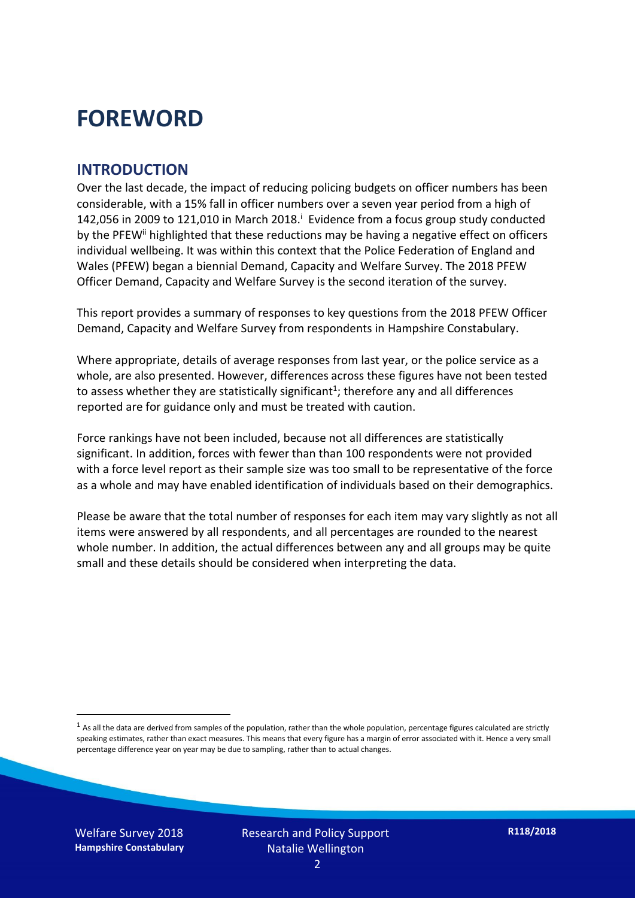# FOREWORD

## INTRODUCTION

Over the last decade, the impact of reducing policing budgets on officer numbers has been considerable, with a 15% fall in officer numbers over a seven year period from a high of 142,056 in 2009 to 121,010 in March 2018.[i] Evidence from a focus group study conducted by the PFEW[ii] highlighted that these reductions may be having a negative effect on officers individual wellbeing. It was within this context that the Police Federation of England and Wales (PFEW) began a biennial Demand, Capacity and Welfare Survey. The 2018 PFEW Officer Demand, Capacity and Welfare Survey is the second iteration of the survey.

This report provides a summary of responses to key questions from the 2018 PFEW Officer Demand, Capacity and Welfare Survey from respondents in Hampshire Constabulary.

Where appropriate, details of average responses from last year, or the police service as a whole, are also presented. However, differences across these figures have not been tested to assess whether they are statistically significant[1]; therefore any and all differences reported are for guidance only and must be treated with caution.

Force rankings have not been included, because not all differences are statistically significant. In addition, forces with fewer than than 100 respondents were not provided with a force level report as their sample size was too small to be representative of the force as a whole and may have enabled identification of individuals based on their demographics.

Please be aware that the total number of responses for each item may vary slightly as not all items were answered by all respondents, and all percentages are rounded to the nearest whole number. In addition, the actual differences between any and all groups may be quite small and these details should be considered when interpreting the data.

[1] As all the data are derived from samples of the population, rather than the whole population, percentage figures calculated are strictly speaking estimates, rather than exact measures. This means that every figure has a margin of error associated with it. Hence a very small percentage difference year on year may be due to sampling, rather than to actual changes.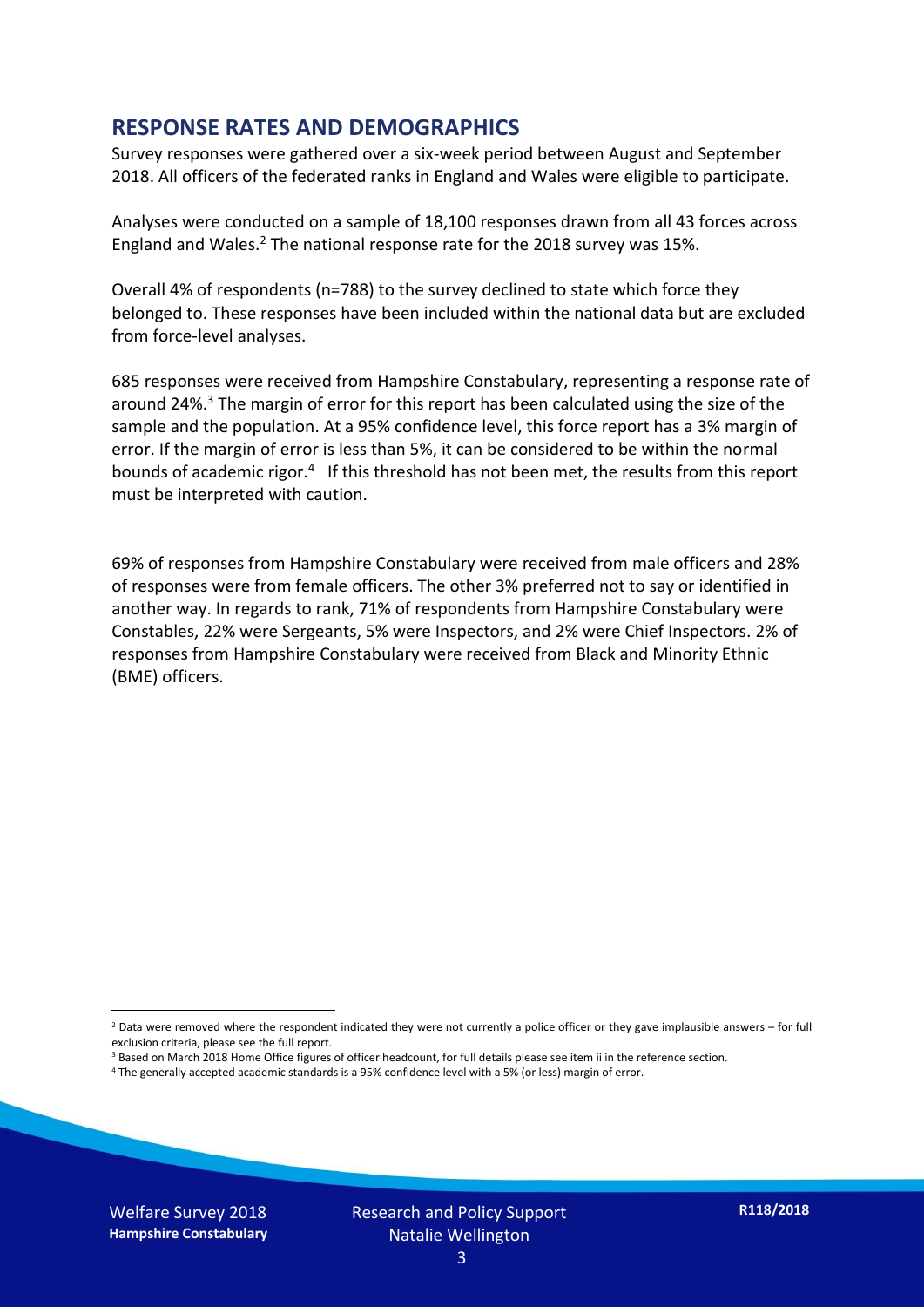## RESPONSE RATES AND DEMOGRAPHICS

Survey responses were gathered over a six-week period between August and September 2018. All officers of the federated ranks in England and Wales were eligible to participate.

Analyses were conducted on a sample of 18,100 responses drawn from all 43 forces across England and Wales.[2] The national response rate for the 2018 survey was 15%.

Overall 4% of respondents (n=788) to the survey declined to state which force they belonged to. These responses have been included within the national data but are excluded from force-level analyses.

685 responses were received from Hampshire Constabulary, representing a response rate of around 24%.[3] The margin of error for this report has been calculated using the size of the sample and the population. At a 95% confidence level, this force report has a 3% margin of error. If the margin of error is less than 5%, it can be considered to be within the normal bounds of academic rigor.[4] If this threshold has not been met, the results from this report must be interpreted with caution.

69% of responses from Hampshire Constabulary were received from male officers and 28% of responses were from female officers. The other 3% preferred not to say or identified in another way. In regards to rank, 71% of respondents from Hampshire Constabulary were Constables, 22% were Sergeants, 5% were Inspectors, and 2% were Chief Inspectors. 2% of responses from Hampshire Constabulary were received from Black and Minority Ethnic (BME) officers.

[2] Data were removed where the respondent indicated they were not currently a police officer or they gave implausible answers – for full exclusion criteria, please see the full report.

[3] Based on March 2018 Home Office figures of officer headcount, for full details please see item ii in the reference section.

[4] The generally accepted academic standards is a 95% confidence level with a 5% (or less) margin of error.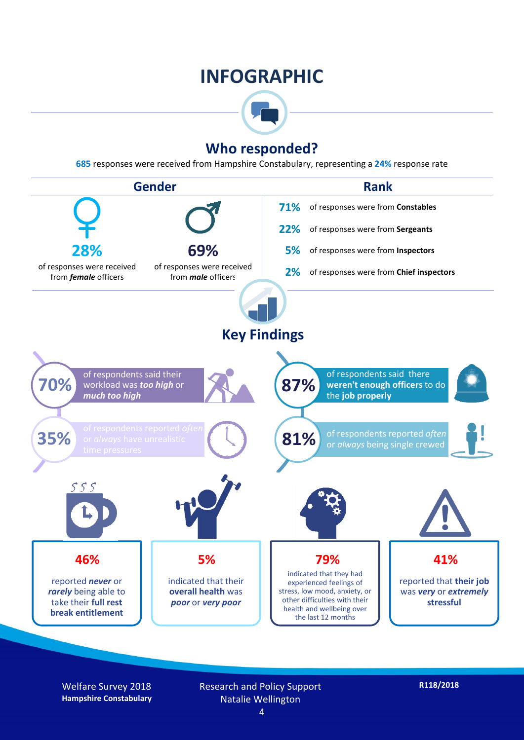# INFOGRAPHIC

## Who responded?

**685** responses were received from Hampshire Constabulary, representing a **24%** response rate

### Gender

**28%** of responses were received from ***female*** officers

**69%** of responses were received from ***male*** officers

### Rank

- **71%** of responses were from **Constables**
- **22%** of responses were from **Sergeants**
- **5%** of responses were from **Inspectors**
- **2%** of responses were from **Chief inspectors**

## Key Findings

**70%** of respondents said their workload was ***too high*** or ***much too high***

**35%** of respondents reported *often* or *always* have unrealistic time pressures

**87%** of respondents said there **weren't enough officers** to do the **job properly**

**81%** of respondents reported *often* or *always* being single crewed

**46%** reported ***never*** or ***rarely*** being able to take their **full rest break entitlement**

**5%** indicated that their **overall health** was ***poor*** or ***very poor***

**79%** indicated that they had experienced feelings of stress, low mood, anxiety, or other difficulties with their health and wellbeing over the last 12 months

**41%** reported that **their job** was ***very*** or ***extremely*** **stressful**

Welfare Survey 2018
**Hampshire Constabulary**

Research and Policy Support
Natalie Wellington

**R118/2018**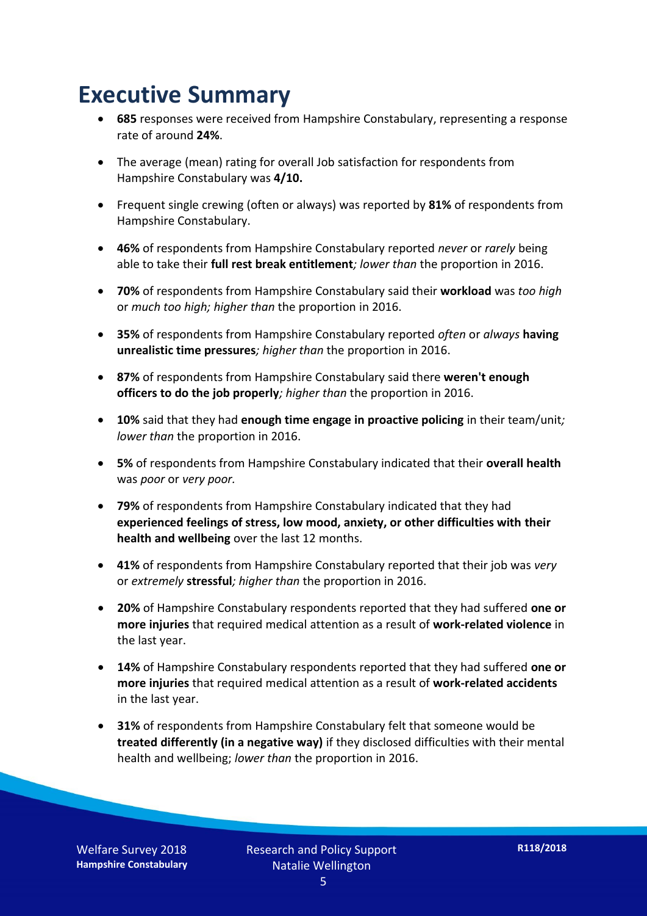# Executive Summary

- **685** responses were received from Hampshire Constabulary, representing a response rate of around **24%**.
- The average (mean) rating for overall Job satisfaction for respondents from Hampshire Constabulary was **4/10.**
- Frequent single crewing (often or always) was reported by **81%** of respondents from Hampshire Constabulary.
- **46%** of respondents from Hampshire Constabulary reported *never* or *rarely* being able to take their **full rest break entitlement***; lower than* the proportion in 2016.
- **70%** of respondents from Hampshire Constabulary said their **workload** was *too high* or *much too high; higher than* the proportion in 2016.
- **35%** of respondents from Hampshire Constabulary reported *often* or *always* **having unrealistic time pressures***; higher than* the proportion in 2016.
- **87%** of respondents from Hampshire Constabulary said there **weren't enough officers to do the job properly***; higher than* the proportion in 2016.
- **10%** said that they had **enough time engage in proactive policing** in their team/unit*; lower than* the proportion in 2016.
- **5%** of respondents from Hampshire Constabulary indicated that their **overall health** was *poor* or *very poor.*
- **79%** of respondents from Hampshire Constabulary indicated that they had **experienced feelings of stress, low mood, anxiety, or other difficulties with their health and wellbeing** over the last 12 months.
- **41%** of respondents from Hampshire Constabulary reported that their job was *very* or *extremely* **stressful***; higher than* the proportion in 2016.
- **20%** of Hampshire Constabulary respondents reported that they had suffered **one or more injuries** that required medical attention as a result of **work-related violence** in the last year.
- **14%** of Hampshire Constabulary respondents reported that they had suffered **one or more injuries** that required medical attention as a result of **work-related accidents** in the last year.
- **31%** of respondents from Hampshire Constabulary felt that someone would be **treated differently (in a negative way)** if they disclosed difficulties with their mental health and wellbeing; *lower than* the proportion in 2016.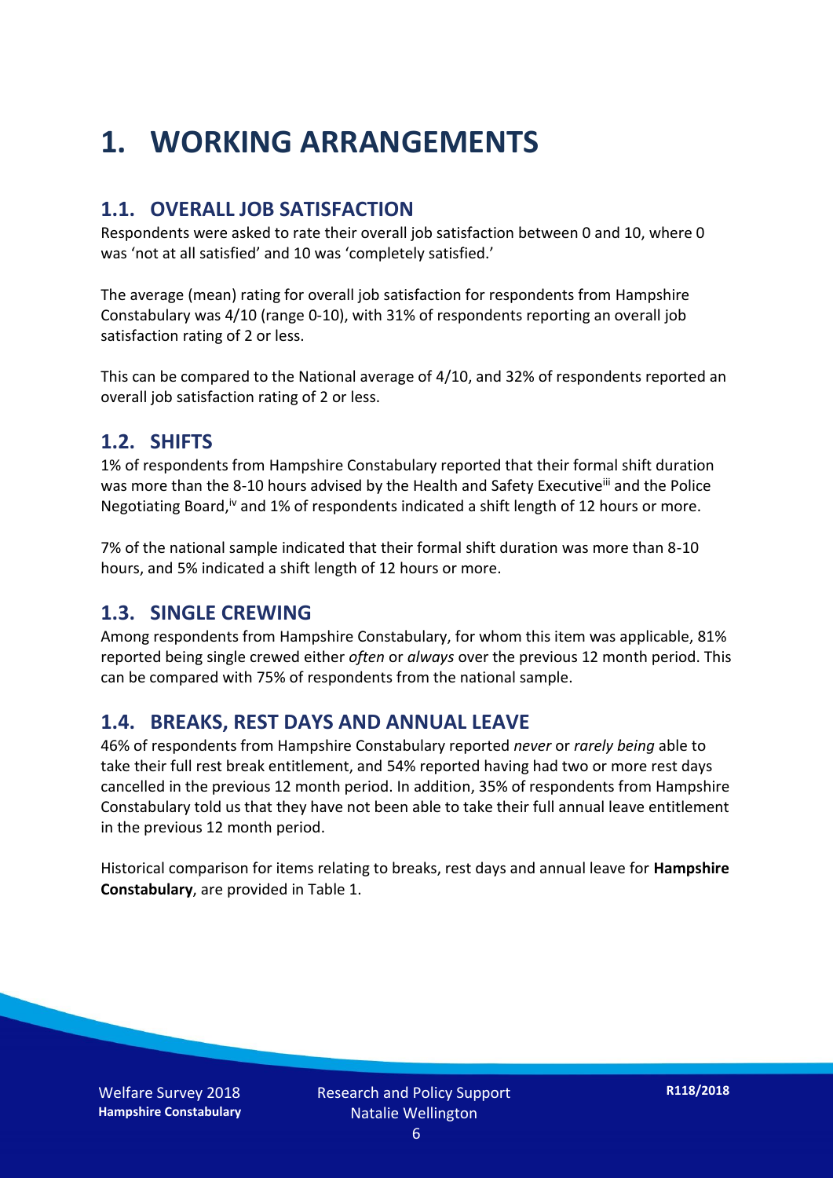# 1. WORKING ARRANGEMENTS

## 1.1. OVERALL JOB SATISFACTION

Respondents were asked to rate their overall job satisfaction between 0 and 10, where 0 was 'not at all satisfied' and 10 was 'completely satisfied.'

The average (mean) rating for overall job satisfaction for respondents from Hampshire Constabulary was 4/10 (range 0-10), with 31% of respondents reporting an overall job satisfaction rating of 2 or less.

This can be compared to the National average of 4/10, and 32% of respondents reported an overall job satisfaction rating of 2 or less.

## 1.2. SHIFTS

1% of respondents from Hampshire Constabulary reported that their formal shift duration was more than the 8-10 hours advised by the Health and Safety Executive[iii] and the Police Negotiating Board,[iv] and 1% of respondents indicated a shift length of 12 hours or more.

7% of the national sample indicated that their formal shift duration was more than 8-10 hours, and 5% indicated a shift length of 12 hours or more.

## 1.3. SINGLE CREWING

Among respondents from Hampshire Constabulary, for whom this item was applicable, 81% reported being single crewed either *often* or *always* over the previous 12 month period. This can be compared with 75% of respondents from the national sample.

## 1.4. BREAKS, REST DAYS AND ANNUAL LEAVE

46% of respondents from Hampshire Constabulary reported *never* or *rarely being* able to take their full rest break entitlement, and 54% reported having had two or more rest days cancelled in the previous 12 month period. In addition, 35% of respondents from Hampshire Constabulary told us that they have not been able to take their full annual leave entitlement in the previous 12 month period.

Historical comparison for items relating to breaks, rest days and annual leave for **Hampshire Constabulary**, are provided in Table 1.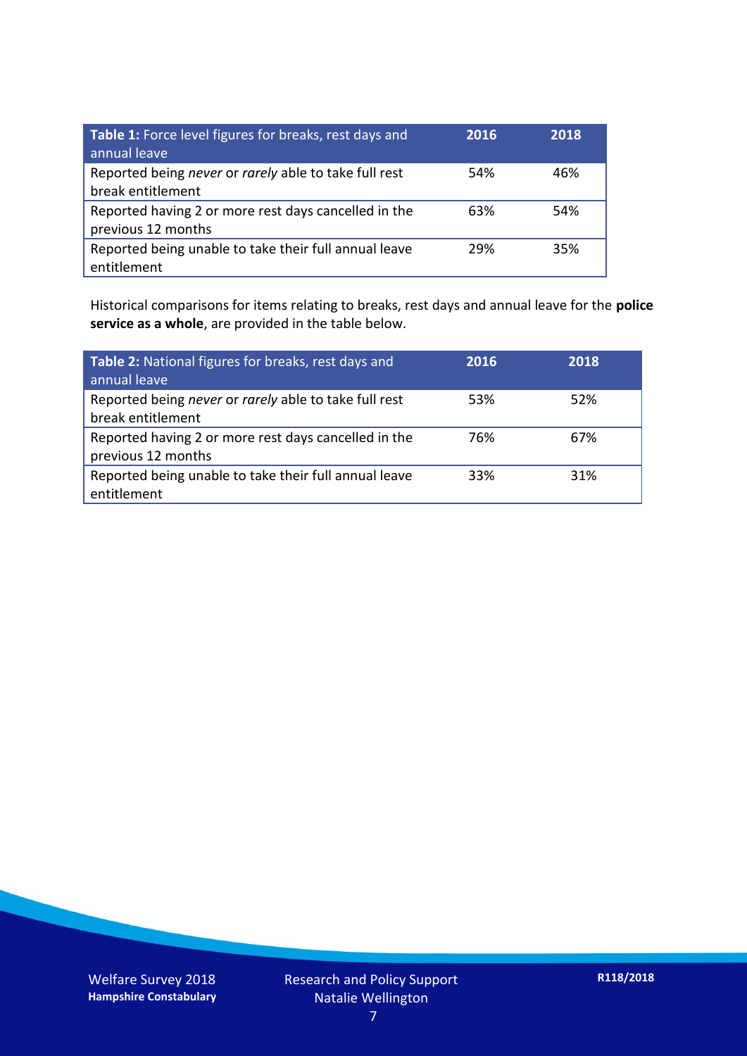| **Table 1:** Force level figures for breaks, rest days and annual leave | **2016** | **2018** |
|---|---|---|
| Reported being *never* or *rarely* able to take full rest break entitlement | 54% | 46% |
| Reported having 2 or more rest days cancelled in the previous 12 months | 63% | 54% |
| Reported being unable to take their full annual leave entitlement | 29% | 35% |

Historical comparisons for items relating to breaks, rest days and annual leave for the **police service as a whole**, are provided in the table below.

| **Table 2:** National figures for breaks, rest days and annual leave | **2016** | **2018** |
|---|---|---|
| Reported being *never* or *rarely* able to take full rest break entitlement | 53% | 52% |
| Reported having 2 or more rest days cancelled in the previous 12 months | 76% | 67% |
| Reported being unable to take their full annual leave entitlement | 33% | 31% |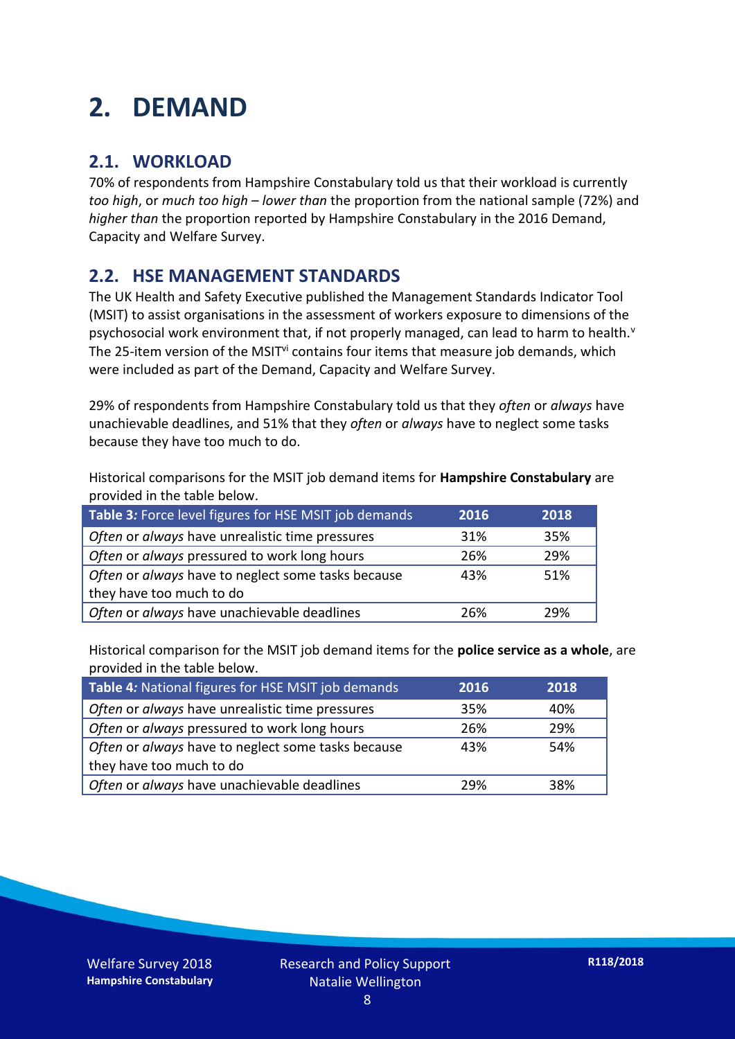# 2. DEMAND

## 2.1. WORKLOAD

70% of respondents from Hampshire Constabulary told us that their workload is currently *too high*, or *much too high* – *lower than* the proportion from the national sample (72%) and *higher than* the proportion reported by Hampshire Constabulary in the 2016 Demand, Capacity and Welfare Survey.

## 2.2. HSE MANAGEMENT STANDARDS

The UK Health and Safety Executive published the Management Standards Indicator Tool (MSIT) to assist organisations in the assessment of workers exposure to dimensions of the psychosocial work environment that, if not properly managed, can lead to harm to health.[v] The 25-item version of the MSIT[vi] contains four items that measure job demands, which were included as part of the Demand, Capacity and Welfare Survey.

29% of respondents from Hampshire Constabulary told us that they *often* or *always* have unachievable deadlines, and 51% that they *often* or *always* have to neglect some tasks because they have too much to do.

Historical comparisons for the MSIT job demand items for **Hampshire Constabulary** are provided in the table below.

| Table 3: Force level figures for HSE MSIT job demands | 2016 | 2018 |
|---|---|---|
| *Often* or *always* have unrealistic time pressures | 31% | 35% |
| *Often* or *always* pressured to work long hours | 26% | 29% |
| *Often* or *always* have to neglect some tasks because they have too much to do | 43% | 51% |
| *Often* or *always* have unachievable deadlines | 26% | 29% |

Historical comparison for the MSIT job demand items for the **police service as a whole**, are provided in the table below.

| Table 4: National figures for HSE MSIT job demands | 2016 | 2018 |
|---|---|---|
| *Often* or *always* have unrealistic time pressures | 35% | 40% |
| *Often* or *always* pressured to work long hours | 26% | 29% |
| *Often* or *always* have to neglect some tasks because they have too much to do | 43% | 54% |
| *Often* or *always* have unachievable deadlines | 29% | 38% |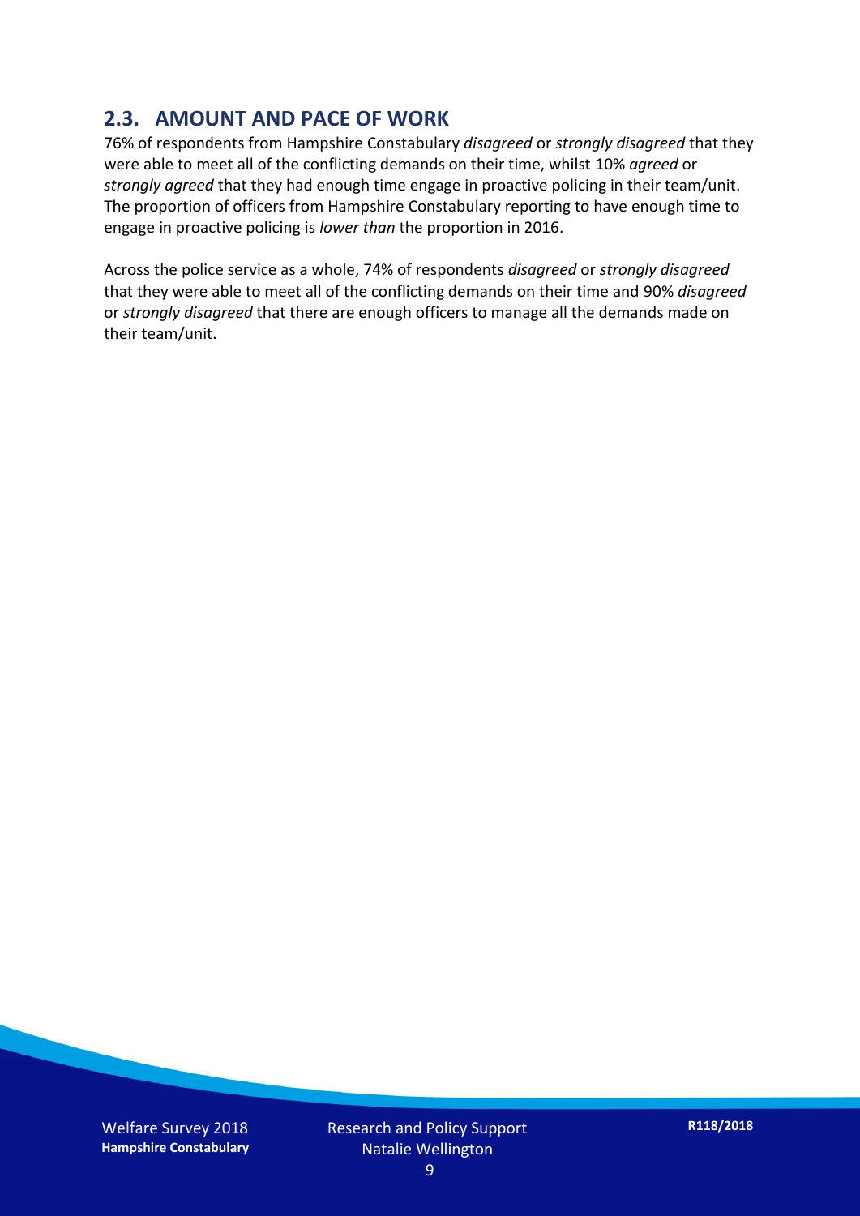## 2.3. AMOUNT AND PACE OF WORK

76% of respondents from Hampshire Constabulary *disagreed* or *strongly disagreed* that they were able to meet all of the conflicting demands on their time, whilst 10% *agreed* or *strongly agreed* that they had enough time engage in proactive policing in their team/unit. The proportion of officers from Hampshire Constabulary reporting to have enough time to engage in proactive policing is *lower than* the proportion in 2016.

Across the police service as a whole, 74% of respondents *disagreed* or *strongly disagreed* that they were able to meet all of the conflicting demands on their time and 90% *disagreed* or *strongly disagreed* that there are enough officers to manage all the demands made on their team/unit.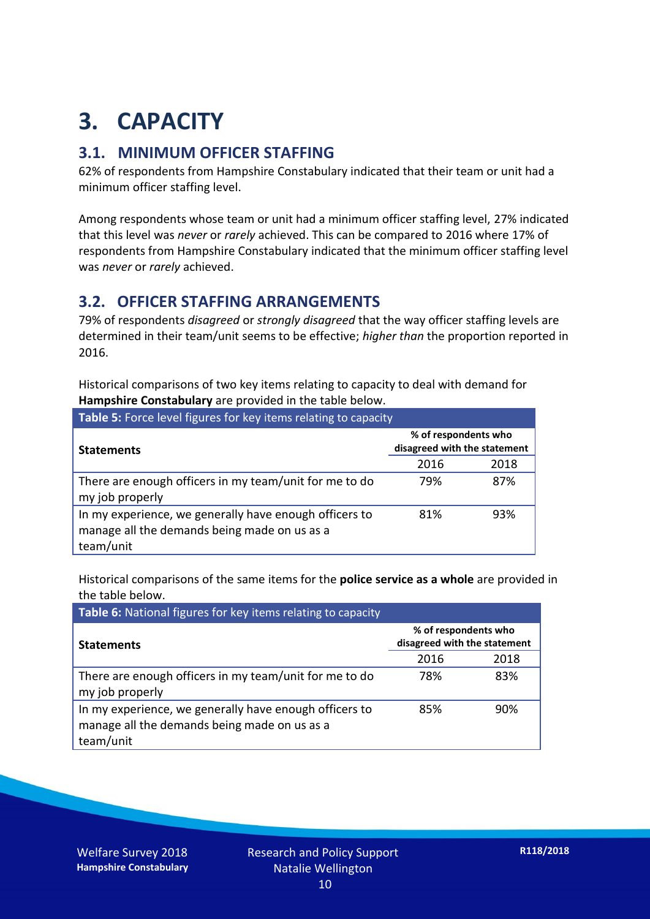# 3. CAPACITY

## 3.1. MINIMUM OFFICER STAFFING

62% of respondents from Hampshire Constabulary indicated that their team or unit had a minimum officer staffing level.

Among respondents whose team or unit had a minimum officer staffing level, 27% indicated that this level was *never* or *rarely* achieved. This can be compared to 2016 where 17% of respondents from Hampshire Constabulary indicated that the minimum officer staffing level was *never* or *rarely* achieved.

## 3.2. OFFICER STAFFING ARRANGEMENTS

79% of respondents *disagreed* or *strongly disagreed* that the way officer staffing levels are determined in their team/unit seems to be effective; *higher than* the proportion reported in 2016.

Historical comparisons of two key items relating to capacity to deal with demand for **Hampshire Constabulary** are provided in the table below.

**Table 5:** Force level figures for key items relating to capacity

| Statements | % of respondents who disagreed with the statement | |
|---|---|---|
| | 2016 | 2018 |
| There are enough officers in my team/unit for me to do my job properly | 79% | 87% |
| In my experience, we generally have enough officers to manage all the demands being made on us as a team/unit | 81% | 93% |

Historical comparisons of the same items for the **police service as a whole** are provided in the table below.

**Table 6:** National figures for key items relating to capacity

| Statements | % of respondents who disagreed with the statement | |
|---|---|---|
| | 2016 | 2018 |
| There are enough officers in my team/unit for me to do my job properly | 78% | 83% |
| In my experience, we generally have enough officers to manage all the demands being made on us as a team/unit | 85% | 90% |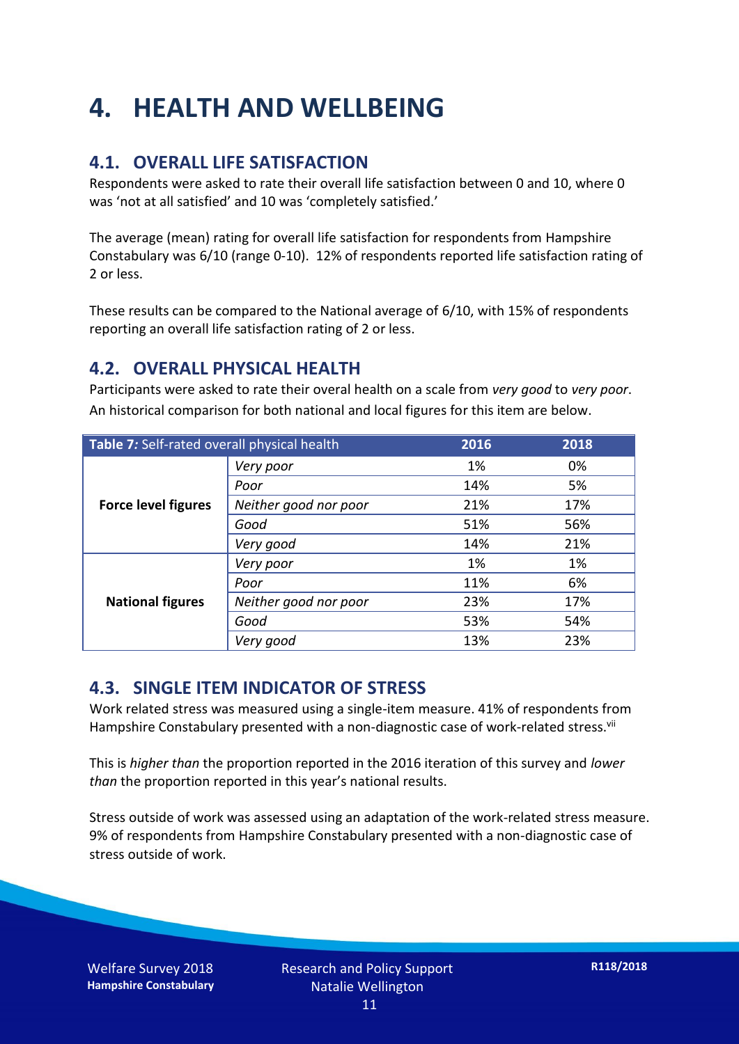# 4. HEALTH AND WELLBEING

## 4.1. OVERALL LIFE SATISFACTION

Respondents were asked to rate their overall life satisfaction between 0 and 10, where 0 was 'not at all satisfied' and 10 was 'completely satisfied.'

The average (mean) rating for overall life satisfaction for respondents from Hampshire Constabulary was 6/10 (range 0-10). 12% of respondents reported life satisfaction rating of 2 or less.

These results can be compared to the National average of 6/10, with 15% of respondents reporting an overall life satisfaction rating of 2 or less.

## 4.2. OVERALL PHYSICAL HEALTH

Participants were asked to rate their overal health on a scale from *very good* to *very poor*. An historical comparison for both national and local figures for this item are below.

| *Table 7:* Self-rated overall physical health | | 2016 | 2018 |
|---|---|---|---|
| **Force level figures** | *Very poor* | 1% | 0% |
| | *Poor* | 14% | 5% |
| | *Neither good nor poor* | 21% | 17% |
| | *Good* | 51% | 56% |
| | *Very good* | 14% | 21% |
| **National figures** | *Very poor* | 1% | 1% |
| | *Poor* | 11% | 6% |
| | *Neither good nor poor* | 23% | 17% |
| | *Good* | 53% | 54% |
| | *Very good* | 13% | 23% |

## 4.3. SINGLE ITEM INDICATOR OF STRESS

Work related stress was measured using a single-item measure. 41% of respondents from Hampshire Constabulary presented with a non-diagnostic case of work-related stress.[vii]

This is *higher than* the proportion reported in the 2016 iteration of this survey and *lower than* the proportion reported in this year's national results.

Stress outside of work was assessed using an adaptation of the work-related stress measure. 9% of respondents from Hampshire Constabulary presented with a non-diagnostic case of stress outside of work.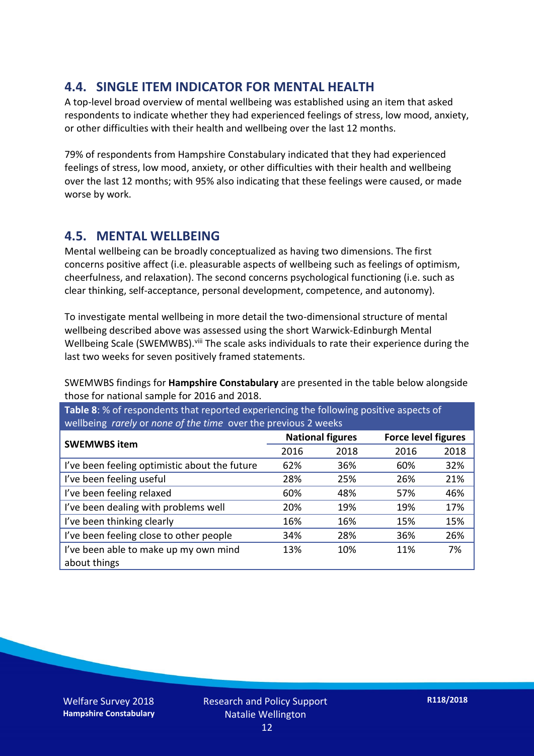## 4.4. SINGLE ITEM INDICATOR FOR MENTAL HEALTH

A top-level broad overview of mental wellbeing was established using an item that asked respondents to indicate whether they had experienced feelings of stress, low mood, anxiety, or other difficulties with their health and wellbeing over the last 12 months.

79% of respondents from Hampshire Constabulary indicated that they had experienced feelings of stress, low mood, anxiety, or other difficulties with their health and wellbeing over the last 12 months; with 95% also indicating that these feelings were caused, or made worse by work.

## 4.5. MENTAL WELLBEING

Mental wellbeing can be broadly conceptualized as having two dimensions. The first concerns positive affect (i.e. pleasurable aspects of wellbeing such as feelings of optimism, cheerfulness, and relaxation). The second concerns psychological functioning (i.e. such as clear thinking, self-acceptance, personal development, competence, and autonomy).

To investigate mental wellbeing in more detail the two-dimensional structure of mental wellbeing described above was assessed using the short Warwick-Edinburgh Mental Wellbeing Scale (SWEMWBS).[viii] The scale asks individuals to rate their experience during the last two weeks for seven positively framed statements.

SWEMWBS findings for **Hampshire Constabulary** are presented in the table below alongside those for national sample for 2016 and 2018.

**Table 8**: % of respondents that reported experiencing the following positive aspects of wellbeing *rarely* or *none of the time* over the previous 2 weeks

| SWEMWBS item | National figures | | Force level figures | |
|---|---|---|---|---|
| | 2016 | 2018 | 2016 | 2018 |
| I've been feeling optimistic about the future | 62% | 36% | 60% | 32% |
| I've been feeling useful | 28% | 25% | 26% | 21% |
| I've been feeling relaxed | 60% | 48% | 57% | 46% |
| I've been dealing with problems well | 20% | 19% | 19% | 17% |
| I've been thinking clearly | 16% | 16% | 15% | 15% |
| I've been feeling close to other people | 34% | 28% | 36% | 26% |
| I've been able to make up my own mind about things | 13% | 10% | 11% | 7% |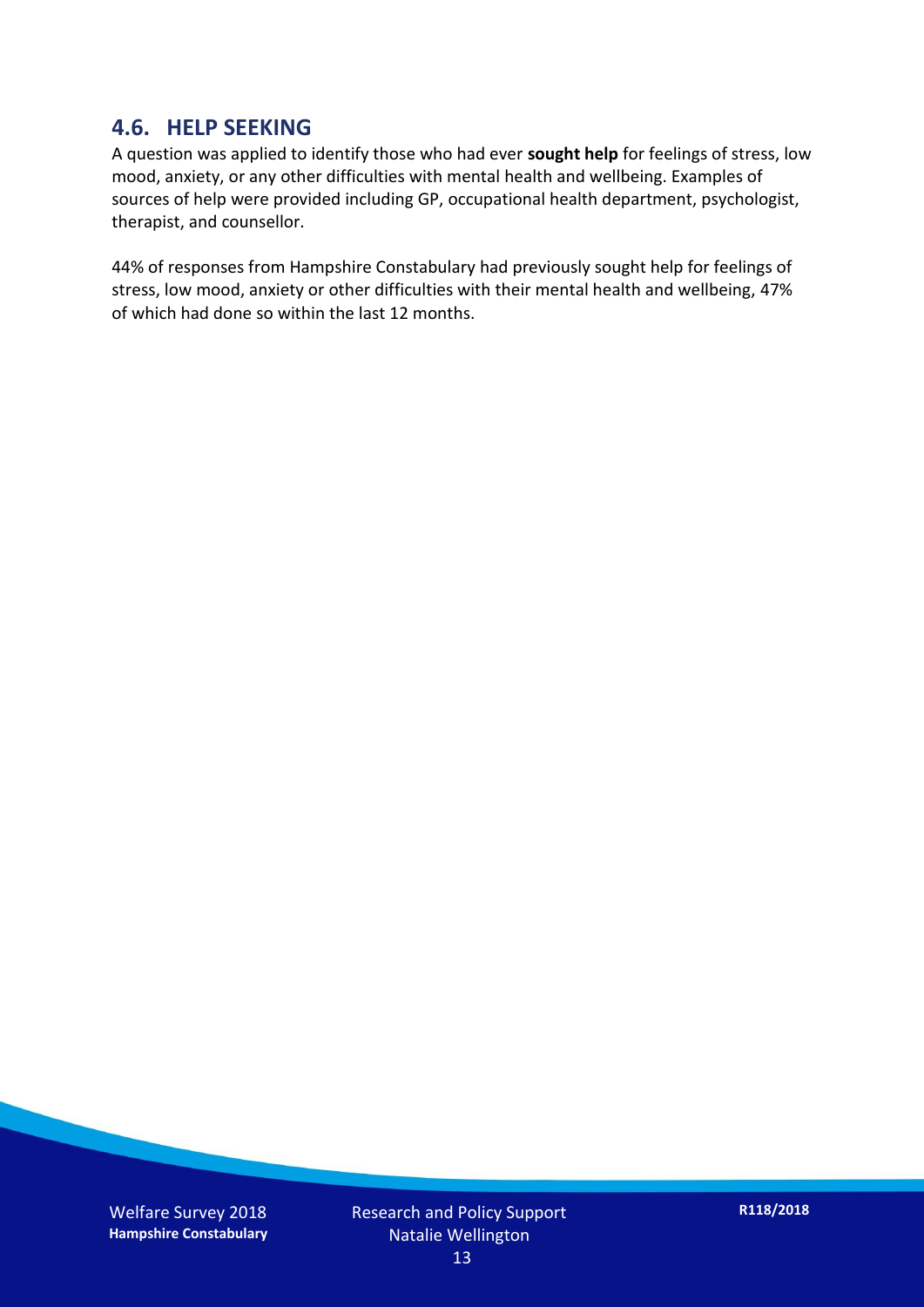## 4.6. HELP SEEKING

A question was applied to identify those who had ever **sought help** for feelings of stress, low mood, anxiety, or any other difficulties with mental health and wellbeing. Examples of sources of help were provided including GP, occupational health department, psychologist, therapist, and counsellor.

44% of responses from Hampshire Constabulary had previously sought help for feelings of stress, low mood, anxiety or other difficulties with their mental health and wellbeing, 47% of which had done so within the last 12 months.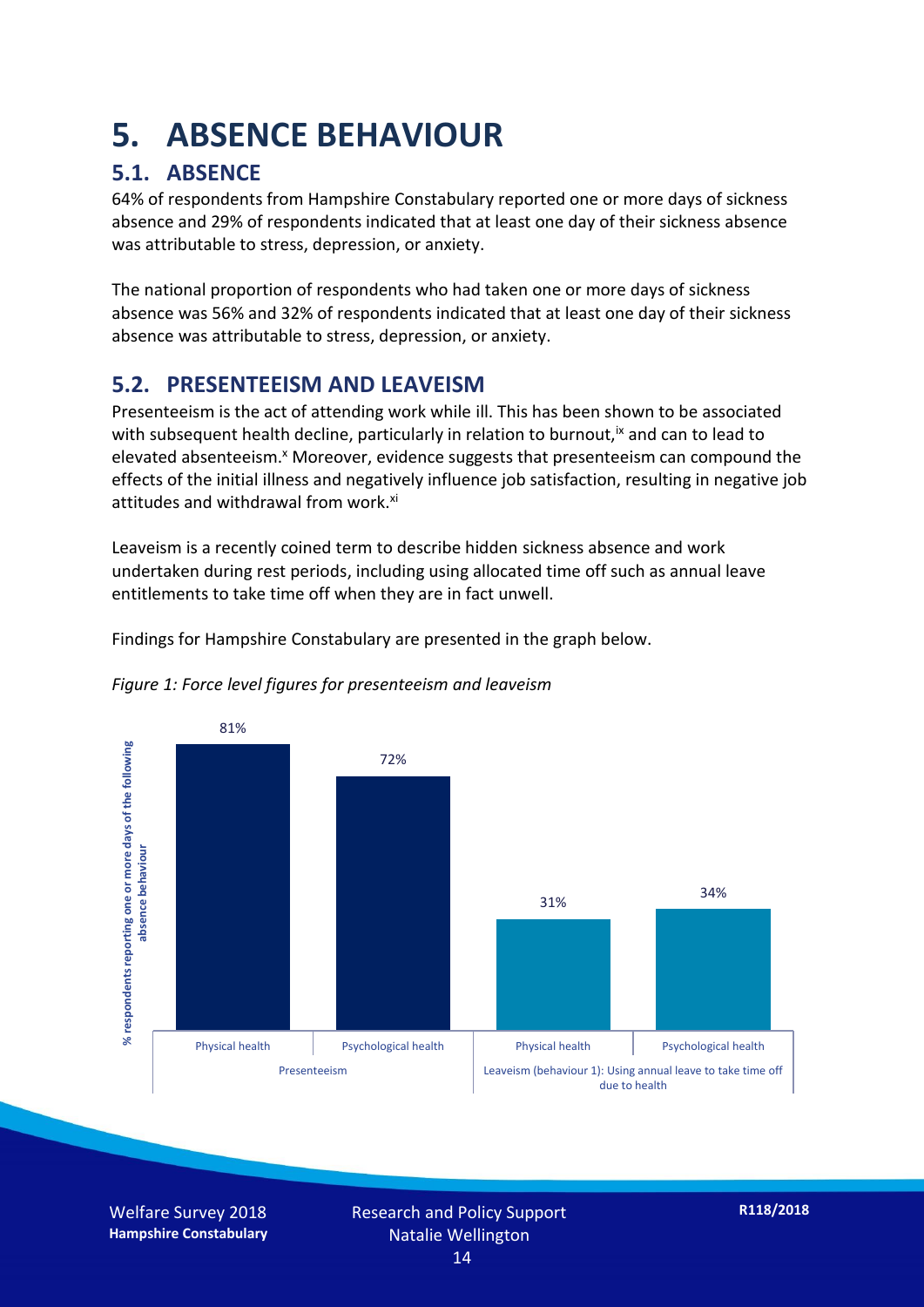# 5. ABSENCE BEHAVIOUR

## 5.1. ABSENCE

64% of respondents from Hampshire Constabulary reported one or more days of sickness absence and 29% of respondents indicated that at least one day of their sickness absence was attributable to stress, depression, or anxiety.

The national proportion of respondents who had taken one or more days of sickness absence was 56% and 32% of respondents indicated that at least one day of their sickness absence was attributable to stress, depression, or anxiety.

## 5.2. PRESENTEEISM AND LEAVEISM

Presenteeism is the act of attending work while ill. This has been shown to be associated with subsequent health decline, particularly in relation to burnout,[ix] and can to lead to elevated absenteeism.[x] Moreover, evidence suggests that presenteeism can compound the effects of the initial illness and negatively influence job satisfaction, resulting in negative job attitudes and withdrawal from work.[xi]

Leaveism is a recently coined term to describe hidden sickness absence and work undertaken during rest periods, including using allocated time off such as annual leave entitlements to take time off when they are in fact unwell.

Findings for Hampshire Constabulary are presented in the graph below.

*Figure 1: Force level figures for presenteeism and leaveism*

| % respondents reporting one or more days of the following absence behaviour | Physical health | Psychological health |
|---|---|---|
| Presenteeism | 81% | 72% |
| Leaveism (behaviour 1): Using annual leave to take time off due to health | 31% | 34% |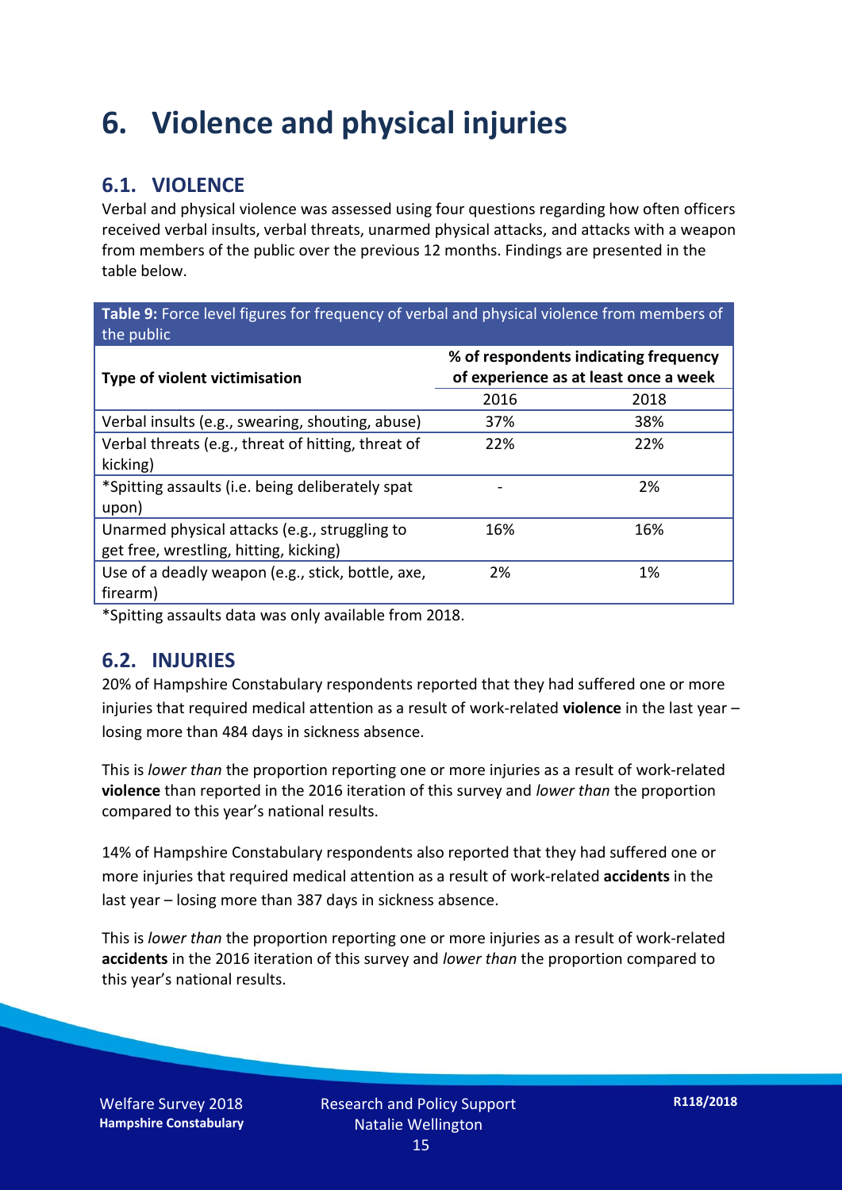# 6. Violence and physical injuries

## 6.1. VIOLENCE

Verbal and physical violence was assessed using four questions regarding how often officers received verbal insults, verbal threats, unarmed physical attacks, and attacks with a weapon from members of the public over the previous 12 months. Findings are presented in the table below.

**Table 9:** Force level figures for frequency of verbal and physical violence from members of the public

| Type of violent victimisation | % of respondents indicating frequency of experience as at least once a week | |
|---|---|---|
| | 2016 | 2018 |
| Verbal insults (e.g., swearing, shouting, abuse) | 37% | 38% |
| Verbal threats (e.g., threat of hitting, threat of kicking) | 22% | 22% |
| *Spitting assaults (i.e. being deliberately spat upon) | - | 2% |
| Unarmed physical attacks (e.g., struggling to get free, wrestling, hitting, kicking) | 16% | 16% |
| Use of a deadly weapon (e.g., stick, bottle, axe, firearm) | 2% | 1% |

*Spitting assaults data was only available from 2018.

## 6.2. INJURIES

20% of Hampshire Constabulary respondents reported that they had suffered one or more injuries that required medical attention as a result of work-related **violence** in the last year – losing more than 484 days in sickness absence.

This is *lower than* the proportion reporting one or more injuries as a result of work-related **violence** than reported in the 2016 iteration of this survey and *lower than* the proportion compared to this year's national results.

14% of Hampshire Constabulary respondents also reported that they had suffered one or more injuries that required medical attention as a result of work-related **accidents** in the last year – losing more than 387 days in sickness absence.

This is *lower than* the proportion reporting one or more injuries as a result of work-related **accidents** in the 2016 iteration of this survey and *lower than* the proportion compared to this year's national results.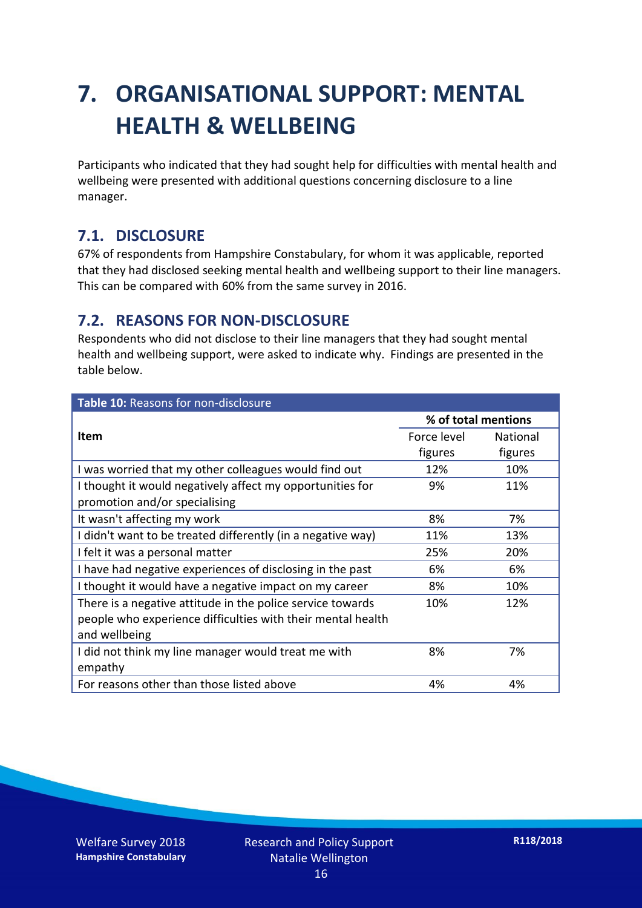# 7. ORGANISATIONAL SUPPORT: MENTAL HEALTH & WELLBEING

Participants who indicated that they had sought help for difficulties with mental health and wellbeing were presented with additional questions concerning disclosure to a line manager.

## 7.1. DISCLOSURE

67% of respondents from Hampshire Constabulary, for whom it was applicable, reported that they had disclosed seeking mental health and wellbeing support to their line managers. This can be compared with 60% from the same survey in 2016.

## 7.2. REASONS FOR NON-DISCLOSURE

Respondents who did not disclose to their line managers that they had sought mental health and wellbeing support, were asked to indicate why. Findings are presented in the table below.

**Table 10:** Reasons for non-disclosure

| Item | % of total mentions | |
|---|---|---|
| | Force level figures | National figures |
| I was worried that my other colleagues would find out | 12% | 10% |
| I thought it would negatively affect my opportunities for promotion and/or specialising | 9% | 11% |
| It wasn't affecting my work | 8% | 7% |
| I didn't want to be treated differently (in a negative way) | 11% | 13% |
| I felt it was a personal matter | 25% | 20% |
| I have had negative experiences of disclosing in the past | 6% | 6% |
| I thought it would have a negative impact on my career | 8% | 10% |
| There is a negative attitude in the police service towards people who experience difficulties with their mental health and wellbeing | 10% | 12% |
| I did not think my line manager would treat me with empathy | 8% | 7% |
| For reasons other than those listed above | 4% | 4% |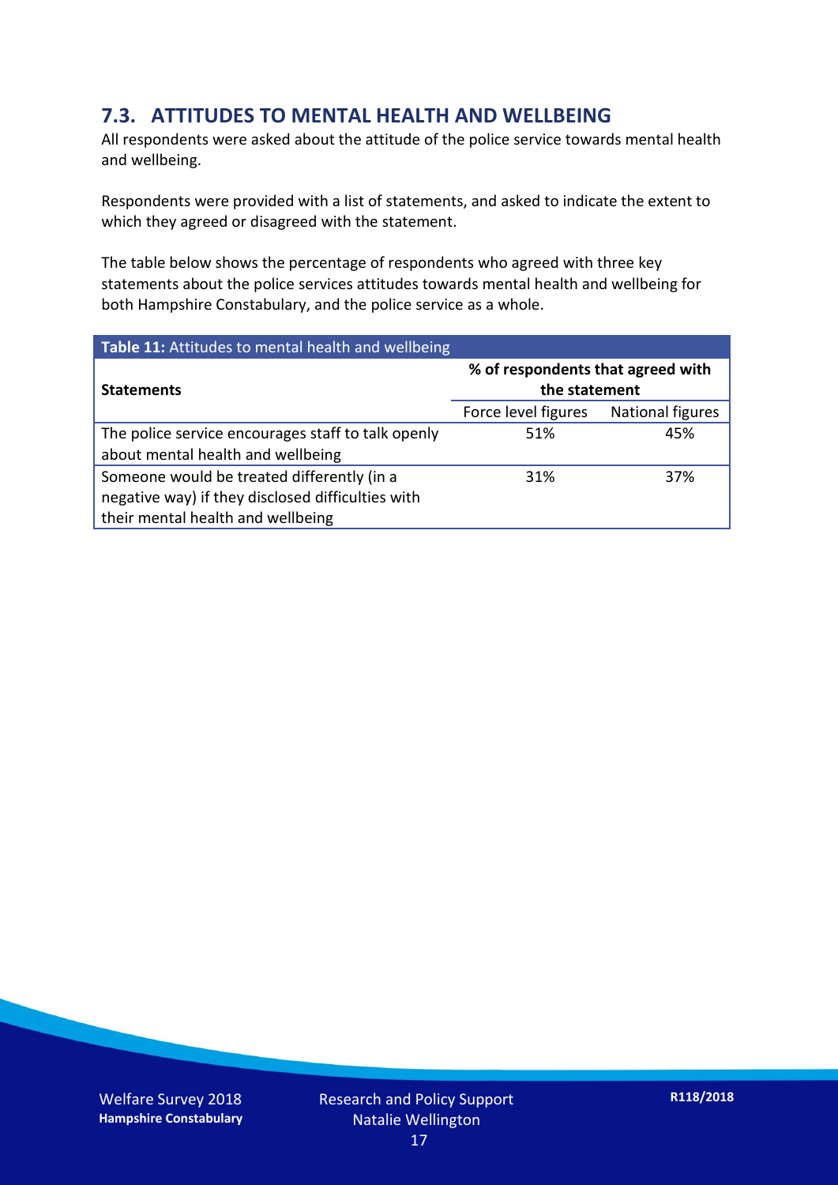## 7.3. ATTITUDES TO MENTAL HEALTH AND WELLBEING

All respondents were asked about the attitude of the police service towards mental health and wellbeing.

Respondents were provided with a list of statements, and asked to indicate the extent to which they agreed or disagreed with the statement.

The table below shows the percentage of respondents who agreed with three key statements about the police services attitudes towards mental health and wellbeing for both Hampshire Constabulary, and the police service as a whole.

**Table 11:** Attitudes to mental health and wellbeing

| Statements | % of respondents that agreed with the statement | |
|---|---|---|
| | Force level figures | National figures |
| The police service encourages staff to talk openly about mental health and wellbeing | 51% | 45% |
| Someone would be treated differently (in a negative way) if they disclosed difficulties with their mental health and wellbeing | 31% | 37% |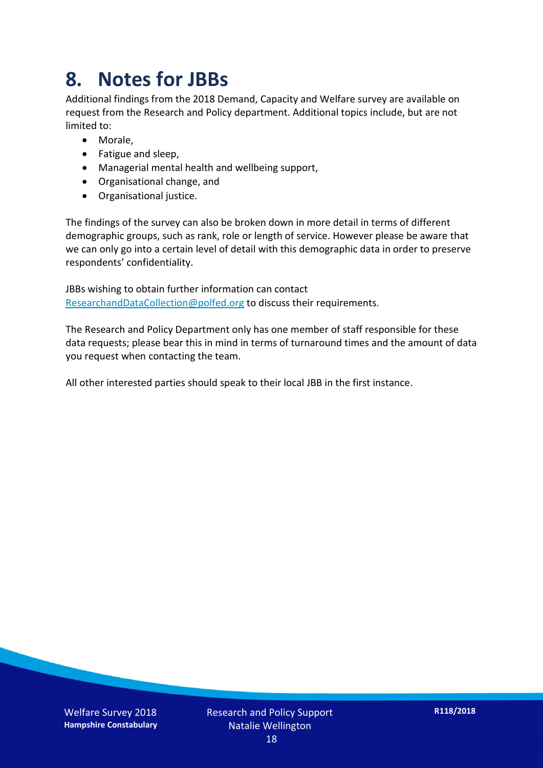# 8. Notes for JBBs

Additional findings from the 2018 Demand, Capacity and Welfare survey are available on request from the Research and Policy department. Additional topics include, but are not limited to:

- Morale,
- Fatigue and sleep,
- Managerial mental health and wellbeing support,
- Organisational change, and
- Organisational justice.

The findings of the survey can also be broken down in more detail in terms of different demographic groups, such as rank, role or length of service. However please be aware that we can only go into a certain level of detail with this demographic data in order to preserve respondents' confidentiality.

JBBs wishing to obtain further information can contact ResearchandDataCollection@polfed.org to discuss their requirements.

The Research and Policy Department only has one member of staff responsible for these data requests; please bear this in mind in terms of turnaround times and the amount of data you request when contacting the team.

All other interested parties should speak to their local JBB in the first instance.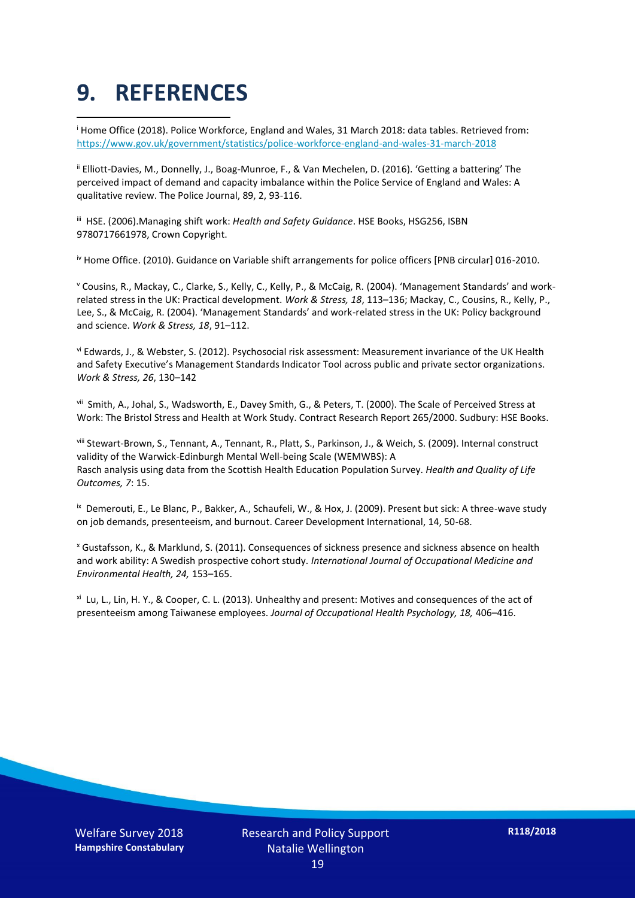# 9. REFERENCES

[i] Home Office (2018). Police Workforce, England and Wales, 31 March 2018: data tables. Retrieved from: https://www.gov.uk/government/statistics/police-workforce-england-and-wales-31-march-2018

[ii] Elliott-Davies, M., Donnelly, J., Boag-Munroe, F., & Van Mechelen, D. (2016). 'Getting a battering' The perceived impact of demand and capacity imbalance within the Police Service of England and Wales: A qualitative review. The Police Journal, 89, 2, 93-116.

[iii] HSE. (2006).Managing shift work: *Health and Safety Guidance*. HSE Books, HSG256, ISBN 9780717661978, Crown Copyright.

[iv] Home Office. (2010). Guidance on Variable shift arrangements for police officers [PNB circular] 016-2010.

[v] Cousins, R., Mackay, C., Clarke, S., Kelly, C., Kelly, P., & McCaig, R. (2004). 'Management Standards' and work-related stress in the UK: Practical development. *Work & Stress, 18*, 113–136; Mackay, C., Cousins, R., Kelly, P., Lee, S., & McCaig, R. (2004). 'Management Standards' and work-related stress in the UK: Policy background and science. *Work & Stress, 18*, 91–112.

[vi] Edwards, J., & Webster, S. (2012). Psychosocial risk assessment: Measurement invariance of the UK Health and Safety Executive's Management Standards Indicator Tool across public and private sector organizations. *Work & Stress, 26*, 130–142

[vii] Smith, A., Johal, S., Wadsworth, E., Davey Smith, G., & Peters, T. (2000). The Scale of Perceived Stress at Work: The Bristol Stress and Health at Work Study. Contract Research Report 265/2000. Sudbury: HSE Books.

[viii] Stewart-Brown, S., Tennant, A., Tennant, R., Platt, S., Parkinson, J., & Weich, S. (2009). Internal construct validity of the Warwick-Edinburgh Mental Well-being Scale (WEMWBS): A
Rasch analysis using data from the Scottish Health Education Population Survey. *Health and Quality of Life Outcomes, 7*: 15.

[ix] Demerouti, E., Le Blanc, P., Bakker, A., Schaufeli, W., & Hox, J. (2009). Present but sick: A three-wave study on job demands, presenteeism, and burnout. Career Development International, 14, 50-68.

[x] Gustafsson, K., & Marklund, S. (2011). Consequences of sickness presence and sickness absence on health and work ability: A Swedish prospective cohort study. *International Journal of Occupational Medicine and Environmental Health, 24,* 153–165.

[xi] Lu, L., Lin, H. Y., & Cooper, C. L. (2013). Unhealthy and present: Motives and consequences of the act of presenteeism among Taiwanese employees. *Journal of Occupational Health Psychology, 18,* 406–416.